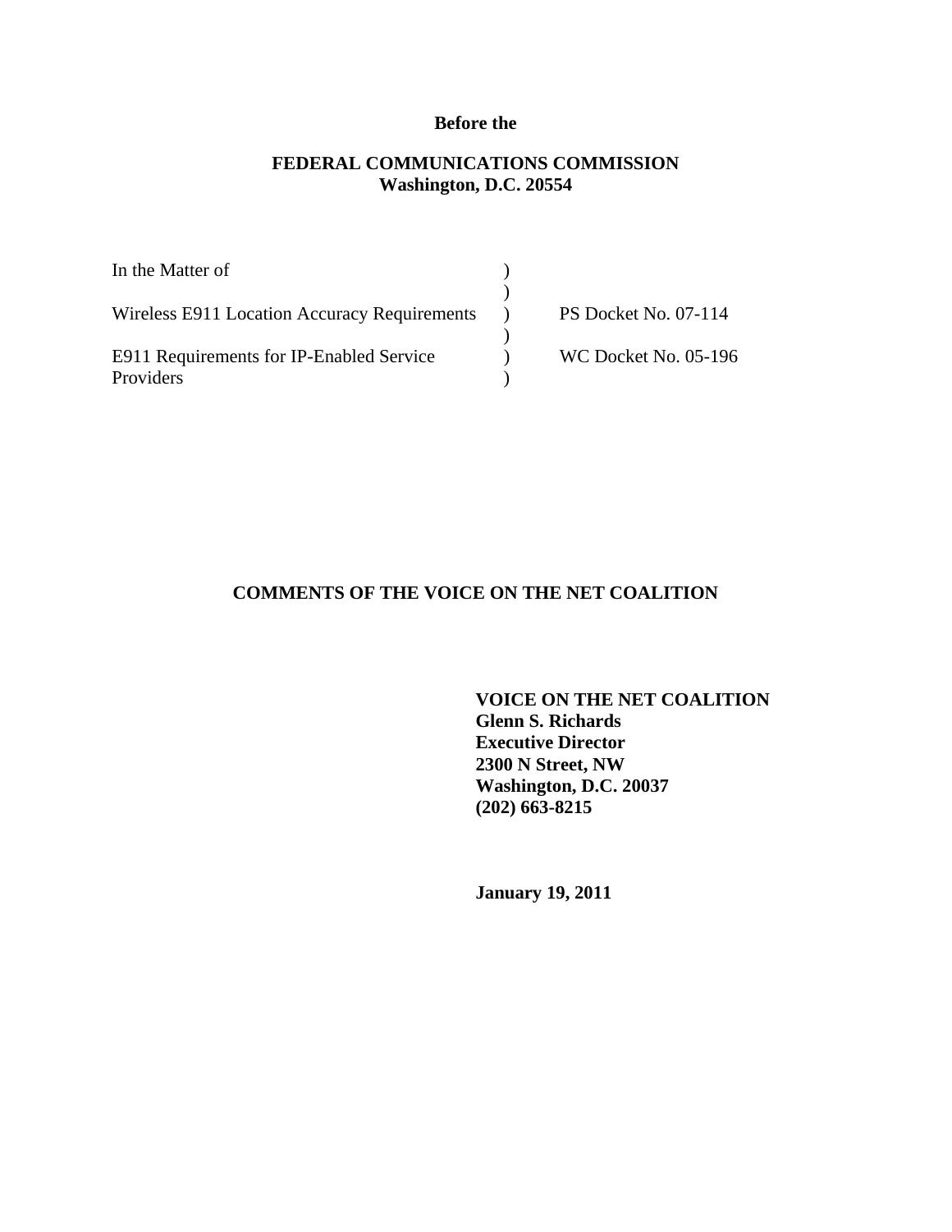**Before the**

**FEDERAL COMMUNICATIONS COMMISSION**
**Washington, D.C. 20554**

| | | |
|---|---|---|
| In the Matter of | ) | |
| | ) | |
| Wireless E911 Location Accuracy Requirements | ) | PS Docket No. 07-114 |
| | ) | |
| E911 Requirements for IP-Enabled Service Providers | ) | WC Docket No. 05-196 |
| | ) | |

**COMMENTS OF THE VOICE ON THE NET COALITION**

**VOICE ON THE NET COALITION**
**Glenn S. Richards**
**Executive Director**
**2300 N Street, NW**
**Washington, D.C. 20037**
**(202) 663-8215**

**January 19, 2011**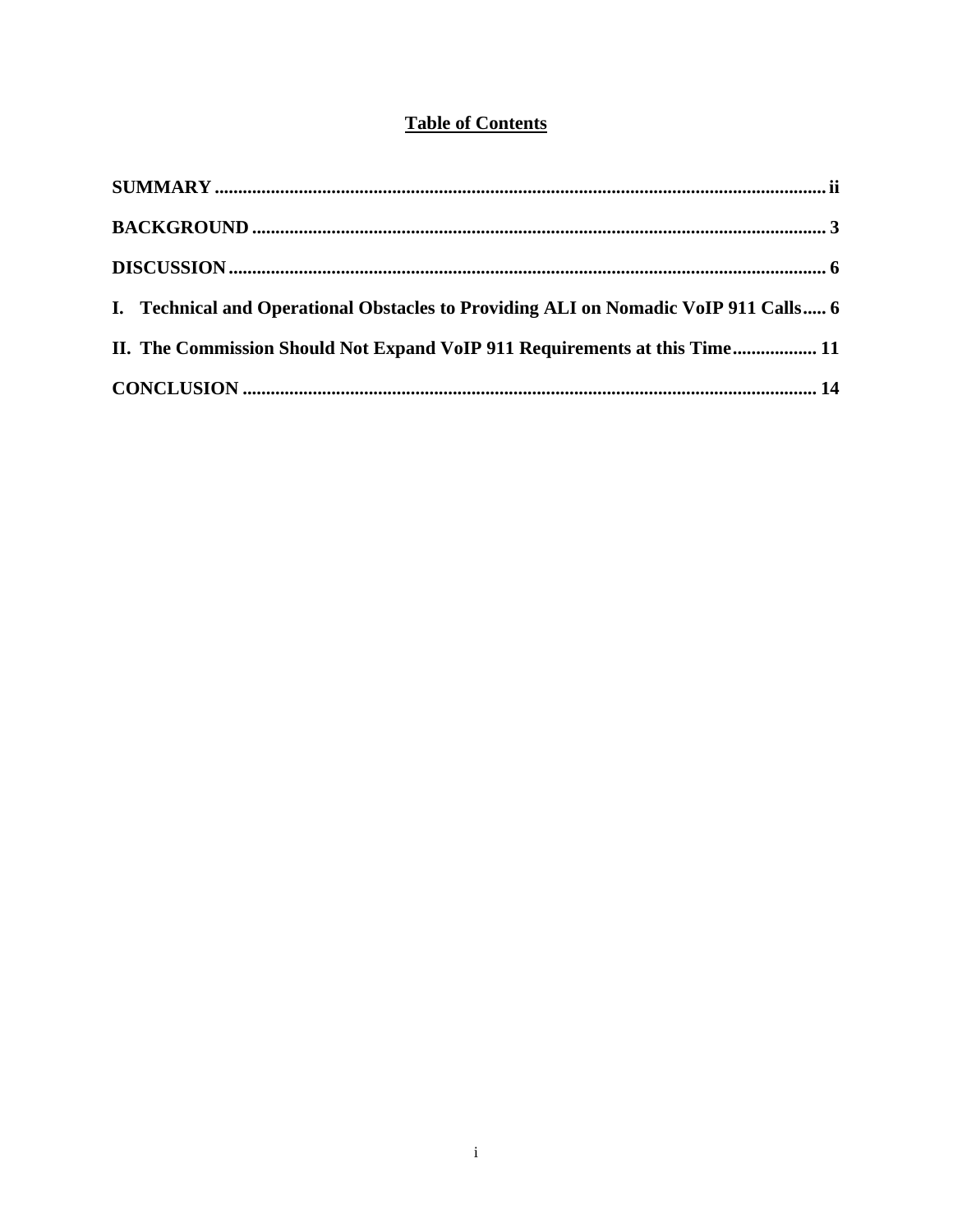# Table of Contents

**SUMMARY** ..... ii

**BACKGROUND** ..... 3

**DISCUSSION** ..... 6

**I. Technical and Operational Obstacles to Providing ALI on Nomadic VoIP 911 Calls** ..... 6

**II. The Commission Should Not Expand VoIP 911 Requirements at this Time** ..... 11

**CONCLUSION** ..... 14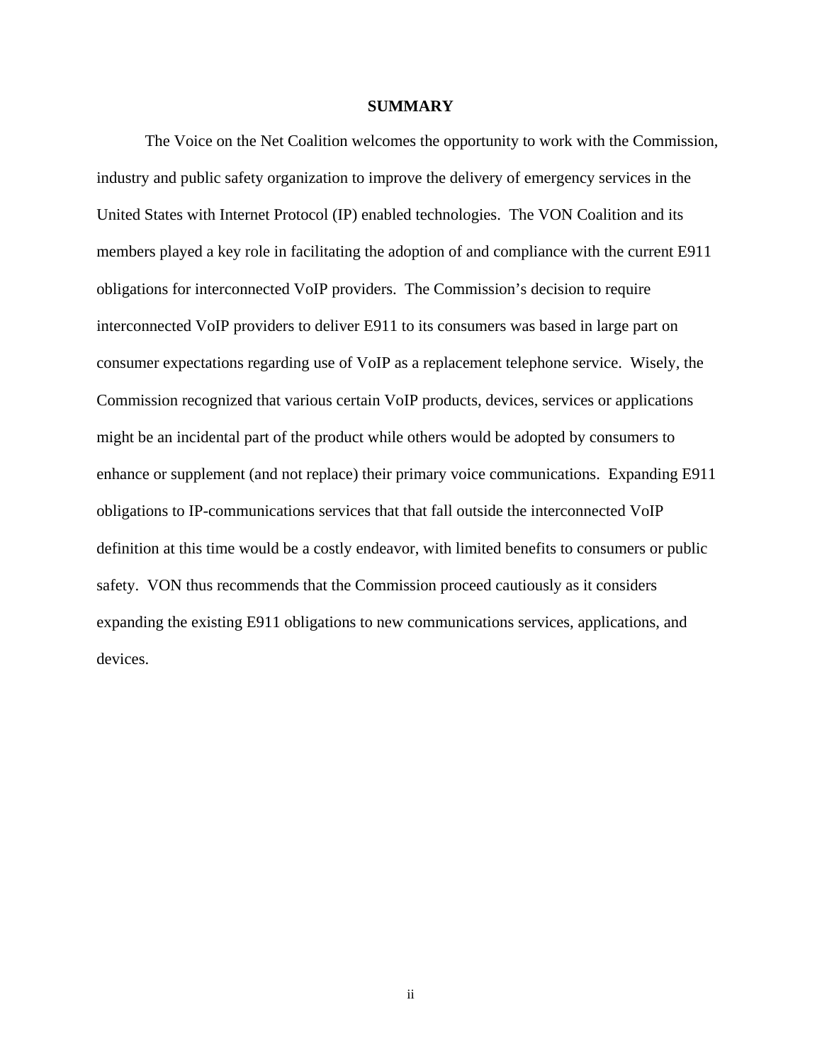# SUMMARY

The Voice on the Net Coalition welcomes the opportunity to work with the Commission, industry and public safety organization to improve the delivery of emergency services in the United States with Internet Protocol (IP) enabled technologies. The VON Coalition and its members played a key role in facilitating the adoption of and compliance with the current E911 obligations for interconnected VoIP providers. The Commission's decision to require interconnected VoIP providers to deliver E911 to its consumers was based in large part on consumer expectations regarding use of VoIP as a replacement telephone service. Wisely, the Commission recognized that various certain VoIP products, devices, services or applications might be an incidental part of the product while others would be adopted by consumers to enhance or supplement (and not replace) their primary voice communications. Expanding E911 obligations to IP-communications services that that fall outside the interconnected VoIP definition at this time would be a costly endeavor, with limited benefits to consumers or public safety. VON thus recommends that the Commission proceed cautiously as it considers expanding the existing E911 obligations to new communications services, applications, and devices.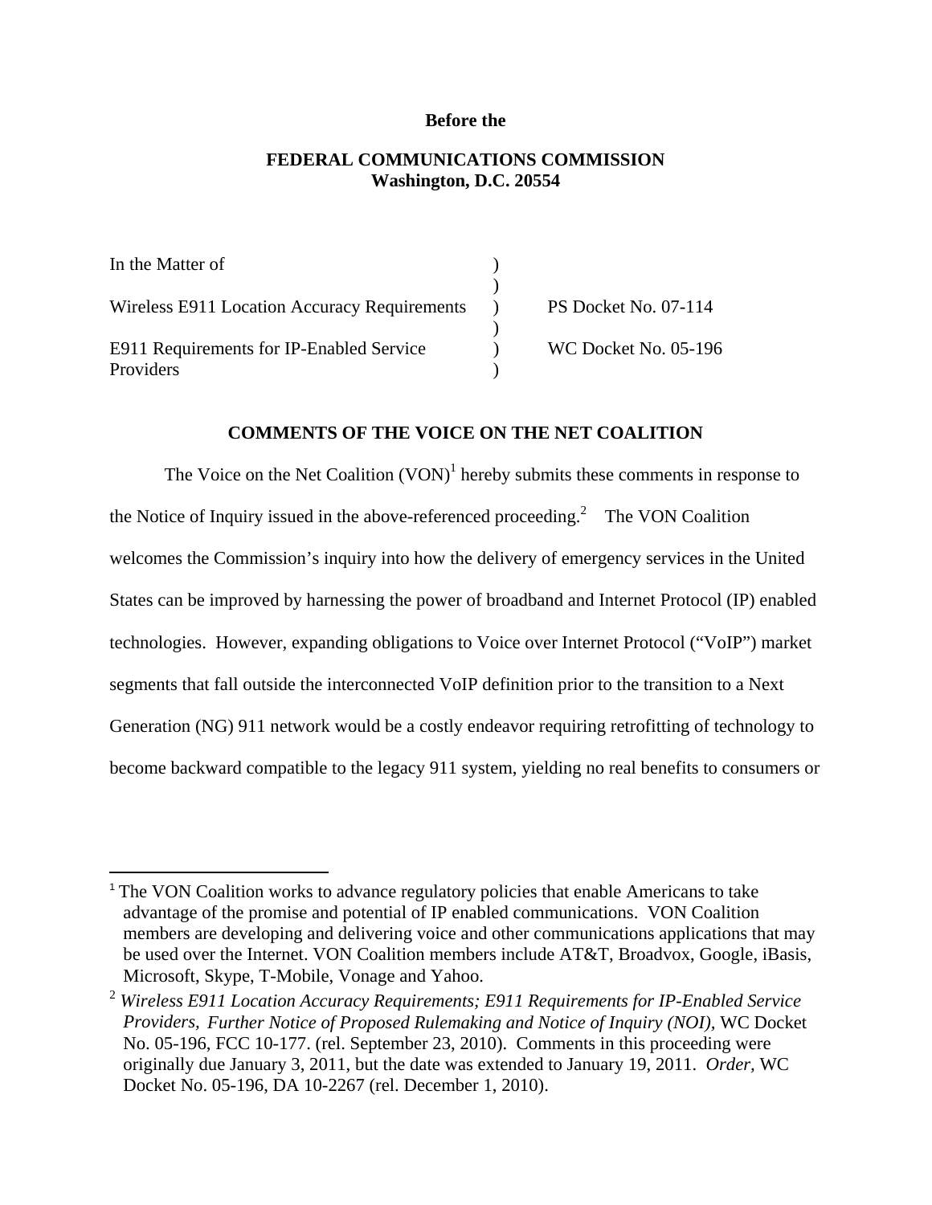**Before the**

**FEDERAL COMMUNICATIONS COMMISSION**
**Washington, D.C. 20554**

| | | |
|---|---|---|
| In the Matter of | ) | |
| | ) | |
| Wireless E911 Location Accuracy Requirements | ) | PS Docket No. 07-114 |
| | ) | |
| E911 Requirements for IP-Enabled Service Providers | ) | WC Docket No. 05-196 |
| | ) | |

**COMMENTS OF THE VOICE ON THE NET COALITION**

The Voice on the Net Coalition (VON)[1] hereby submits these comments in response to the Notice of Inquiry issued in the above-referenced proceeding.[2] The VON Coalition welcomes the Commission's inquiry into how the delivery of emergency services in the United States can be improved by harnessing the power of broadband and Internet Protocol (IP) enabled technologies. However, expanding obligations to Voice over Internet Protocol ("VoIP") market segments that fall outside the interconnected VoIP definition prior to the transition to a Next Generation (NG) 911 network would be a costly endeavor requiring retrofitting of technology to become backward compatible to the legacy 911 system, yielding no real benefits to consumers or

---

[1] The VON Coalition works to advance regulatory policies that enable Americans to take advantage of the promise and potential of IP enabled communications. VON Coalition members are developing and delivering voice and other communications applications that may be used over the Internet. VON Coalition members include AT&T, Broadvox, Google, iBasis, Microsoft, Skype, T-Mobile, Vonage and Yahoo.

[2] *Wireless E911 Location Accuracy Requirements; E911 Requirements for IP-Enabled Service Providers, Further Notice of Proposed Rulemaking and Notice of Inquiry (NOI),* WC Docket No. 05-196, FCC 10-177. (rel. September 23, 2010). Comments in this proceeding were originally due January 3, 2011, but the date was extended to January 19, 2011. *Order,* WC Docket No. 05-196, DA 10-2267 (rel. December 1, 2010).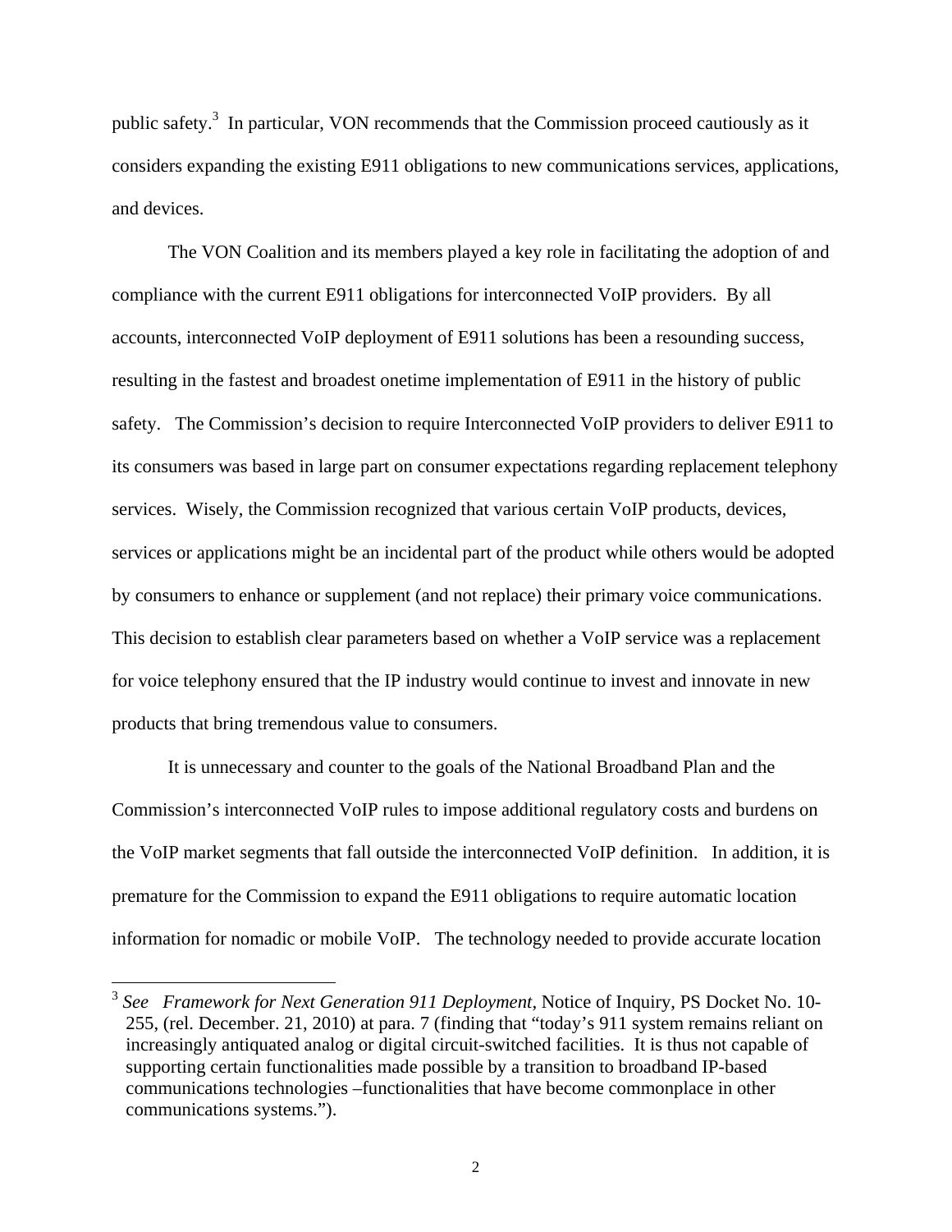public safety.[3] In particular, VON recommends that the Commission proceed cautiously as it considers expanding the existing E911 obligations to new communications services, applications, and devices.

The VON Coalition and its members played a key role in facilitating the adoption of and compliance with the current E911 obligations for interconnected VoIP providers. By all accounts, interconnected VoIP deployment of E911 solutions has been a resounding success, resulting in the fastest and broadest onetime implementation of E911 in the history of public safety. The Commission's decision to require Interconnected VoIP providers to deliver E911 to its consumers was based in large part on consumer expectations regarding replacement telephony services. Wisely, the Commission recognized that various certain VoIP products, devices, services or applications might be an incidental part of the product while others would be adopted by consumers to enhance or supplement (and not replace) their primary voice communications. This decision to establish clear parameters based on whether a VoIP service was a replacement for voice telephony ensured that the IP industry would continue to invest and innovate in new products that bring tremendous value to consumers.

It is unnecessary and counter to the goals of the National Broadband Plan and the Commission's interconnected VoIP rules to impose additional regulatory costs and burdens on the VoIP market segments that fall outside the interconnected VoIP definition. In addition, it is premature for the Commission to expand the E911 obligations to require automatic location information for nomadic or mobile VoIP. The technology needed to provide accurate location

---

[3] *See Framework for Next Generation 911 Deployment*, Notice of Inquiry, PS Docket No. 10-255, (rel. December. 21, 2010) at para. 7 (finding that "today's 911 system remains reliant on increasingly antiquated analog or digital circuit-switched facilities. It is thus not capable of supporting certain functionalities made possible by a transition to broadband IP-based communications technologies –functionalities that have become commonplace in other communications systems.").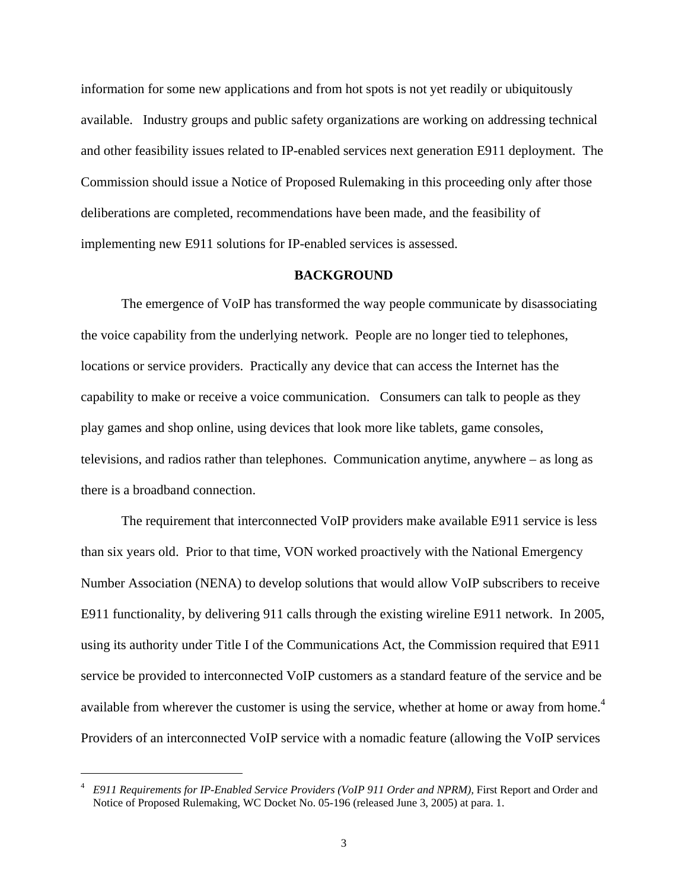information for some new applications and from hot spots is not yet readily or ubiquitously available. Industry groups and public safety organizations are working on addressing technical and other feasibility issues related to IP-enabled services next generation E911 deployment. The Commission should issue a Notice of Proposed Rulemaking in this proceeding only after those deliberations are completed, recommendations have been made, and the feasibility of implementing new E911 solutions for IP-enabled services is assessed.

## BACKGROUND

The emergence of VoIP has transformed the way people communicate by disassociating the voice capability from the underlying network. People are no longer tied to telephones, locations or service providers. Practically any device that can access the Internet has the capability to make or receive a voice communication. Consumers can talk to people as they play games and shop online, using devices that look more like tablets, game consoles, televisions, and radios rather than telephones. Communication anytime, anywhere – as long as there is a broadband connection.

The requirement that interconnected VoIP providers make available E911 service is less than six years old. Prior to that time, VON worked proactively with the National Emergency Number Association (NENA) to develop solutions that would allow VoIP subscribers to receive E911 functionality, by delivering 911 calls through the existing wireline E911 network. In 2005, using its authority under Title I of the Communications Act, the Commission required that E911 service be provided to interconnected VoIP customers as a standard feature of the service and be available from wherever the customer is using the service, whether at home or away from home.[4] Providers of an interconnected VoIP service with a nomadic feature (allowing the VoIP services

---

[4] *E911 Requirements for IP-Enabled Service Providers (VoIP 911 Order and NPRM),* First Report and Order and Notice of Proposed Rulemaking, WC Docket No. 05-196 (released June 3, 2005) at para. 1.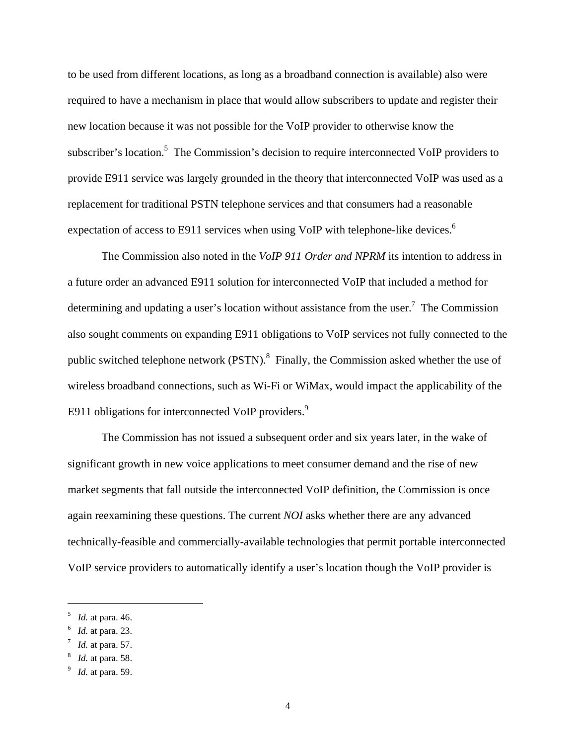to be used from different locations, as long as a broadband connection is available) also were required to have a mechanism in place that would allow subscribers to update and register their new location because it was not possible for the VoIP provider to otherwise know the subscriber's location.[5] The Commission's decision to require interconnected VoIP providers to provide E911 service was largely grounded in the theory that interconnected VoIP was used as a replacement for traditional PSTN telephone services and that consumers had a reasonable expectation of access to E911 services when using VoIP with telephone-like devices.[6]

The Commission also noted in the *VoIP 911 Order and NPRM* its intention to address in a future order an advanced E911 solution for interconnected VoIP that included a method for determining and updating a user's location without assistance from the user.[7] The Commission also sought comments on expanding E911 obligations to VoIP services not fully connected to the public switched telephone network (PSTN).[8] Finally, the Commission asked whether the use of wireless broadband connections, such as Wi-Fi or WiMax, would impact the applicability of the E911 obligations for interconnected VoIP providers.[9]

The Commission has not issued a subsequent order and six years later, in the wake of significant growth in new voice applications to meet consumer demand and the rise of new market segments that fall outside the interconnected VoIP definition, the Commission is once again reexamining these questions. The current *NOI* asks whether there are any advanced technically-feasible and commercially-available technologies that permit portable interconnected VoIP service providers to automatically identify a user's location though the VoIP provider is

---

[5] *Id.* at para. 46.

[6] *Id.* at para. 23.

[7] *Id.* at para. 57.

[8] *Id.* at para. 58.

[9] *Id.* at para. 59.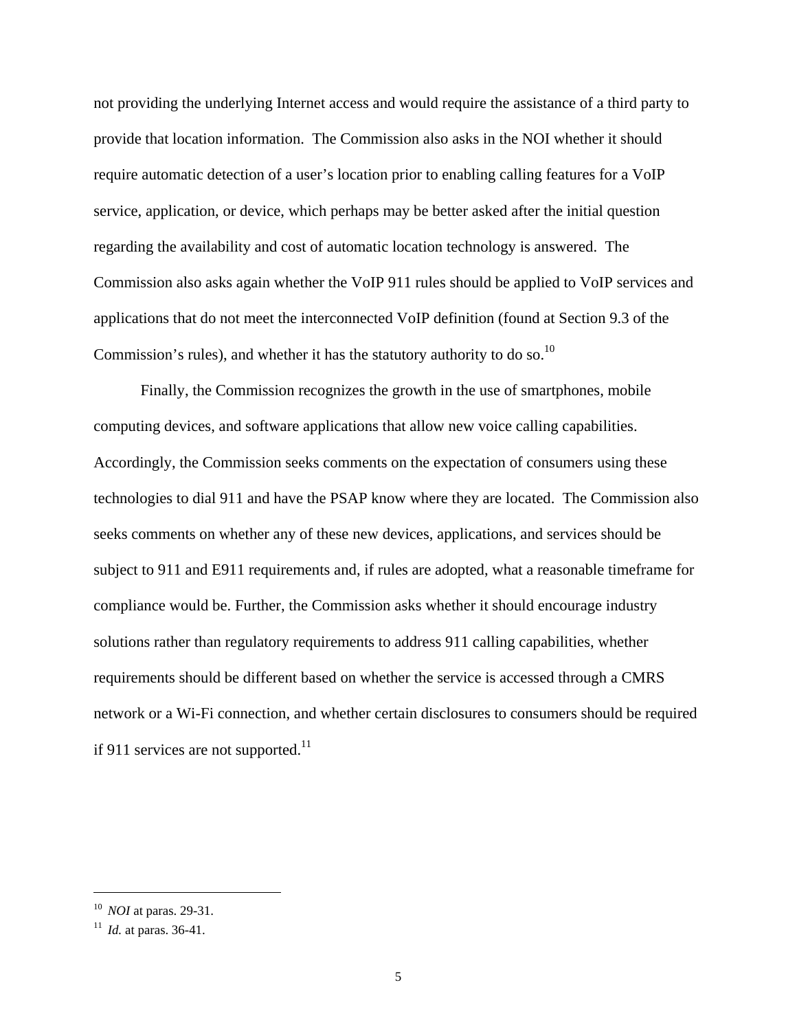not providing the underlying Internet access and would require the assistance of a third party to provide that location information. The Commission also asks in the NOI whether it should require automatic detection of a user's location prior to enabling calling features for a VoIP service, application, or device, which perhaps may be better asked after the initial question regarding the availability and cost of automatic location technology is answered. The Commission also asks again whether the VoIP 911 rules should be applied to VoIP services and applications that do not meet the interconnected VoIP definition (found at Section 9.3 of the Commission's rules), and whether it has the statutory authority to do so.[10]

Finally, the Commission recognizes the growth in the use of smartphones, mobile computing devices, and software applications that allow new voice calling capabilities. Accordingly, the Commission seeks comments on the expectation of consumers using these technologies to dial 911 and have the PSAP know where they are located. The Commission also seeks comments on whether any of these new devices, applications, and services should be subject to 911 and E911 requirements and, if rules are adopted, what a reasonable timeframe for compliance would be. Further, the Commission asks whether it should encourage industry solutions rather than regulatory requirements to address 911 calling capabilities, whether requirements should be different based on whether the service is accessed through a CMRS network or a Wi-Fi connection, and whether certain disclosures to consumers should be required if 911 services are not supported.[11]

---

[10] *NOI* at paras. 29-31.

[11] *Id.* at paras. 36-41.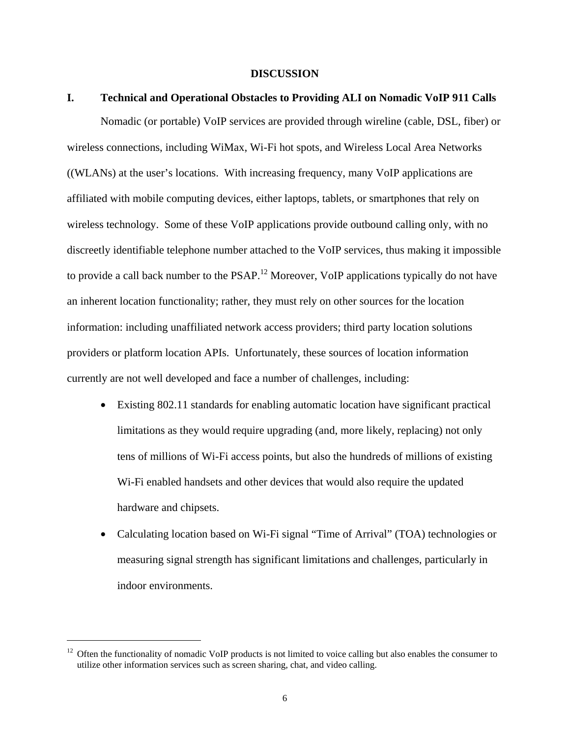## DISCUSSION

### I. Technical and Operational Obstacles to Providing ALI on Nomadic VoIP 911 Calls

Nomadic (or portable) VoIP services are provided through wireline (cable, DSL, fiber) or wireless connections, including WiMax, Wi-Fi hot spots, and Wireless Local Area Networks ((WLANs) at the user's locations. With increasing frequency, many VoIP applications are affiliated with mobile computing devices, either laptops, tablets, or smartphones that rely on wireless technology. Some of these VoIP applications provide outbound calling only, with no discreetly identifiable telephone number attached to the VoIP services, thus making it impossible to provide a call back number to the PSAP.[12] Moreover, VoIP applications typically do not have an inherent location functionality; rather, they must rely on other sources for the location information: including unaffiliated network access providers; third party location solutions providers or platform location APIs. Unfortunately, these sources of location information currently are not well developed and face a number of challenges, including:

- Existing 802.11 standards for enabling automatic location have significant practical limitations as they would require upgrading (and, more likely, replacing) not only tens of millions of Wi-Fi access points, but also the hundreds of millions of existing Wi-Fi enabled handsets and other devices that would also require the updated hardware and chipsets.
- Calculating location based on Wi-Fi signal "Time of Arrival" (TOA) technologies or measuring signal strength has significant limitations and challenges, particularly in indoor environments.

---

[12] Often the functionality of nomadic VoIP products is not limited to voice calling but also enables the consumer to utilize other information services such as screen sharing, chat, and video calling.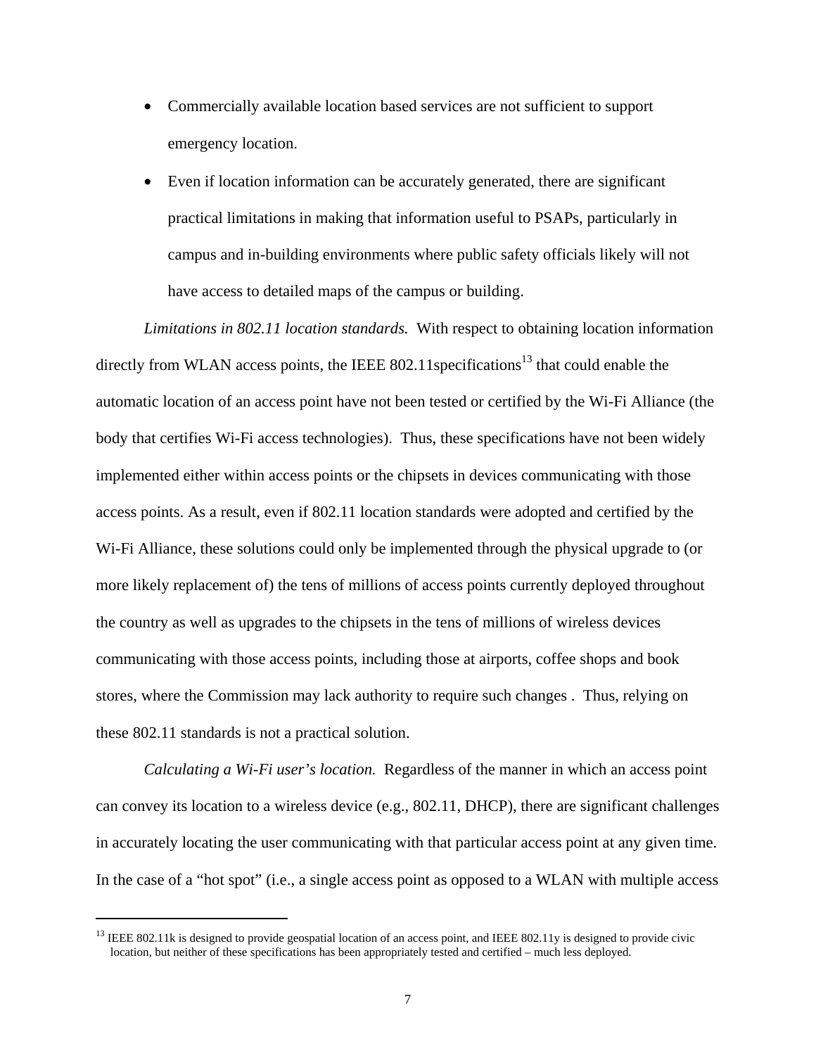- Commercially available location based services are not sufficient to support emergency location.
- Even if location information can be accurately generated, there are significant practical limitations in making that information useful to PSAPs, particularly in campus and in-building environments where public safety officials likely will not have access to detailed maps of the campus or building.

*Limitations in 802.11 location standards.* With respect to obtaining location information directly from WLAN access points, the IEEE 802.11specifications[13] that could enable the automatic location of an access point have not been tested or certified by the Wi-Fi Alliance (the body that certifies Wi-Fi access technologies). Thus, these specifications have not been widely implemented either within access points or the chipsets in devices communicating with those access points. As a result, even if 802.11 location standards were adopted and certified by the Wi-Fi Alliance, these solutions could only be implemented through the physical upgrade to (or more likely replacement of) the tens of millions of access points currently deployed throughout the country as well as upgrades to the chipsets in the tens of millions of wireless devices communicating with those access points, including those at airports, coffee shops and book stores, where the Commission may lack authority to require such changes . Thus, relying on these 802.11 standards is not a practical solution.

*Calculating a Wi-Fi user's location.* Regardless of the manner in which an access point can convey its location to a wireless device (e.g., 802.11, DHCP), there are significant challenges in accurately locating the user communicating with that particular access point at any given time. In the case of a "hot spot" (i.e., a single access point as opposed to a WLAN with multiple access

[13] IEEE 802.11k is designed to provide geospatial location of an access point, and IEEE 802.11y is designed to provide civic location, but neither of these specifications has been appropriately tested and certified – much less deployed.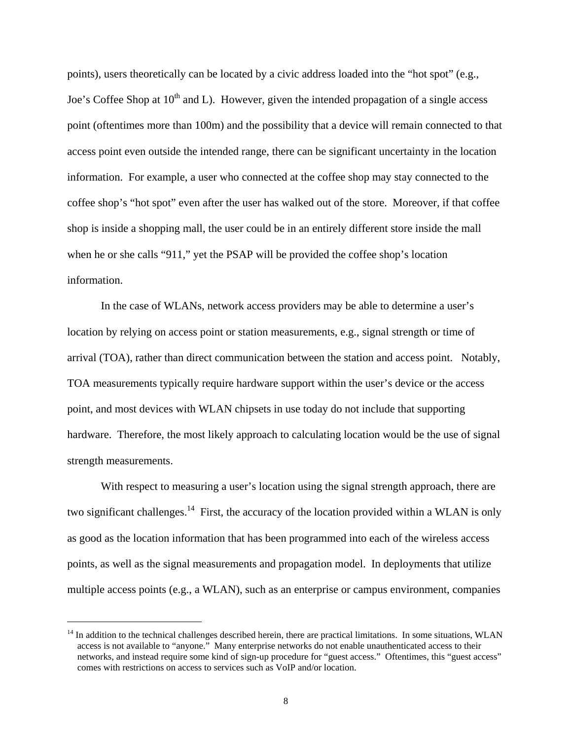points), users theoretically can be located by a civic address loaded into the "hot spot" (e.g., Joe's Coffee Shop at 10th and L). However, given the intended propagation of a single access point (oftentimes more than 100m) and the possibility that a device will remain connected to that access point even outside the intended range, there can be significant uncertainty in the location information. For example, a user who connected at the coffee shop may stay connected to the coffee shop's "hot spot" even after the user has walked out of the store. Moreover, if that coffee shop is inside a shopping mall, the user could be in an entirely different store inside the mall when he or she calls "911," yet the PSAP will be provided the coffee shop's location information.

In the case of WLANs, network access providers may be able to determine a user's location by relying on access point or station measurements, e.g., signal strength or time of arrival (TOA), rather than direct communication between the station and access point. Notably, TOA measurements typically require hardware support within the user's device or the access point, and most devices with WLAN chipsets in use today do not include that supporting hardware. Therefore, the most likely approach to calculating location would be the use of signal strength measurements.

With respect to measuring a user's location using the signal strength approach, there are two significant challenges.[14] First, the accuracy of the location provided within a WLAN is only as good as the location information that has been programmed into each of the wireless access points, as well as the signal measurements and propagation model. In deployments that utilize multiple access points (e.g., a WLAN), such as an enterprise or campus environment, companies

---

[14] In addition to the technical challenges described herein, there are practical limitations. In some situations, WLAN access is not available to "anyone." Many enterprise networks do not enable unauthenticated access to their networks, and instead require some kind of sign-up procedure for "guest access." Oftentimes, this "guest access" comes with restrictions on access to services such as VoIP and/or location.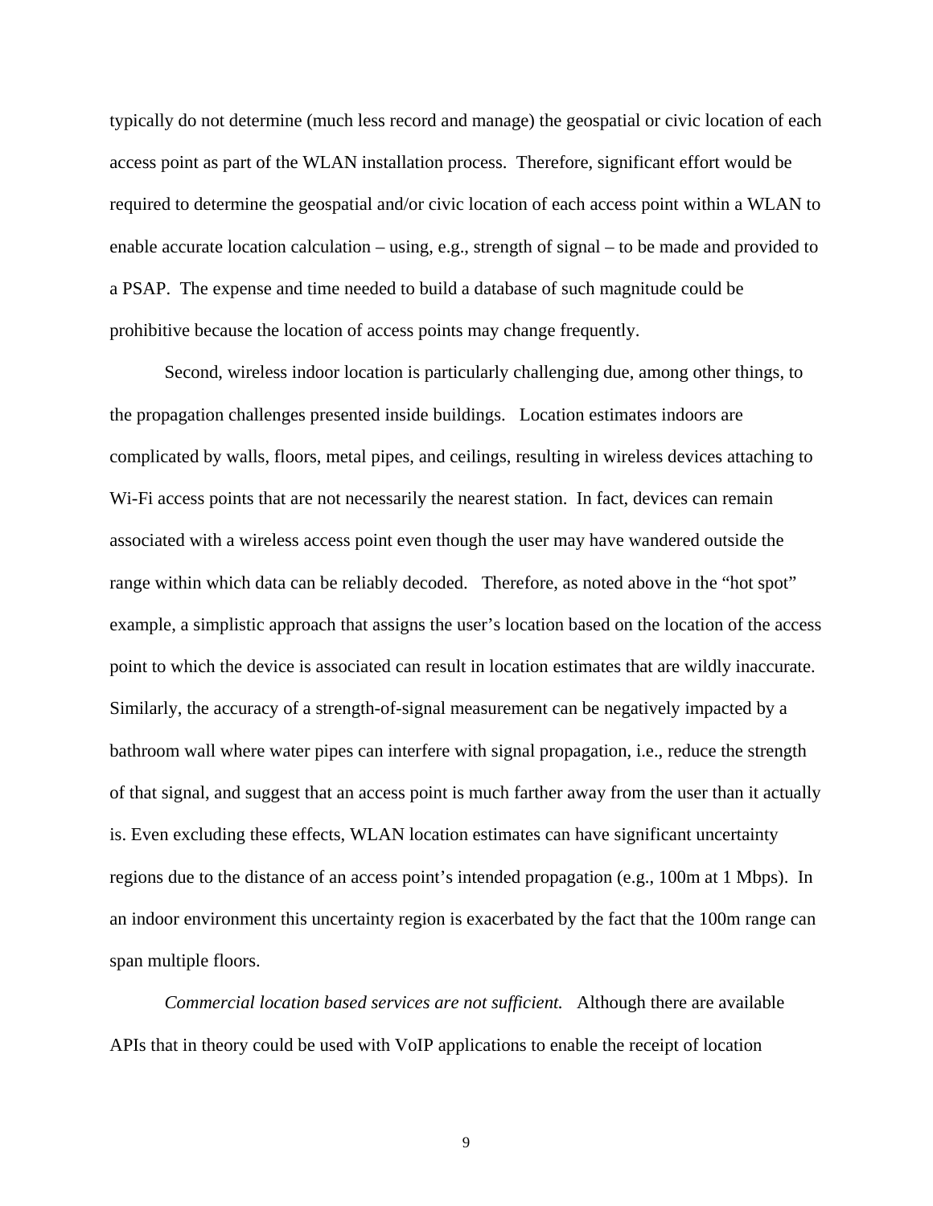typically do not determine (much less record and manage) the geospatial or civic location of each access point as part of the WLAN installation process. Therefore, significant effort would be required to determine the geospatial and/or civic location of each access point within a WLAN to enable accurate location calculation – using, e.g., strength of signal – to be made and provided to a PSAP. The expense and time needed to build a database of such magnitude could be prohibitive because the location of access points may change frequently.

Second, wireless indoor location is particularly challenging due, among other things, to the propagation challenges presented inside buildings. Location estimates indoors are complicated by walls, floors, metal pipes, and ceilings, resulting in wireless devices attaching to Wi-Fi access points that are not necessarily the nearest station. In fact, devices can remain associated with a wireless access point even though the user may have wandered outside the range within which data can be reliably decoded. Therefore, as noted above in the "hot spot" example, a simplistic approach that assigns the user's location based on the location of the access point to which the device is associated can result in location estimates that are wildly inaccurate. Similarly, the accuracy of a strength-of-signal measurement can be negatively impacted by a bathroom wall where water pipes can interfere with signal propagation, i.e., reduce the strength of that signal, and suggest that an access point is much farther away from the user than it actually is. Even excluding these effects, WLAN location estimates can have significant uncertainty regions due to the distance of an access point's intended propagation (e.g., 100m at 1 Mbps). In an indoor environment this uncertainty region is exacerbated by the fact that the 100m range can span multiple floors.

*Commercial location based services are not sufficient.* Although there are available APIs that in theory could be used with VoIP applications to enable the receipt of location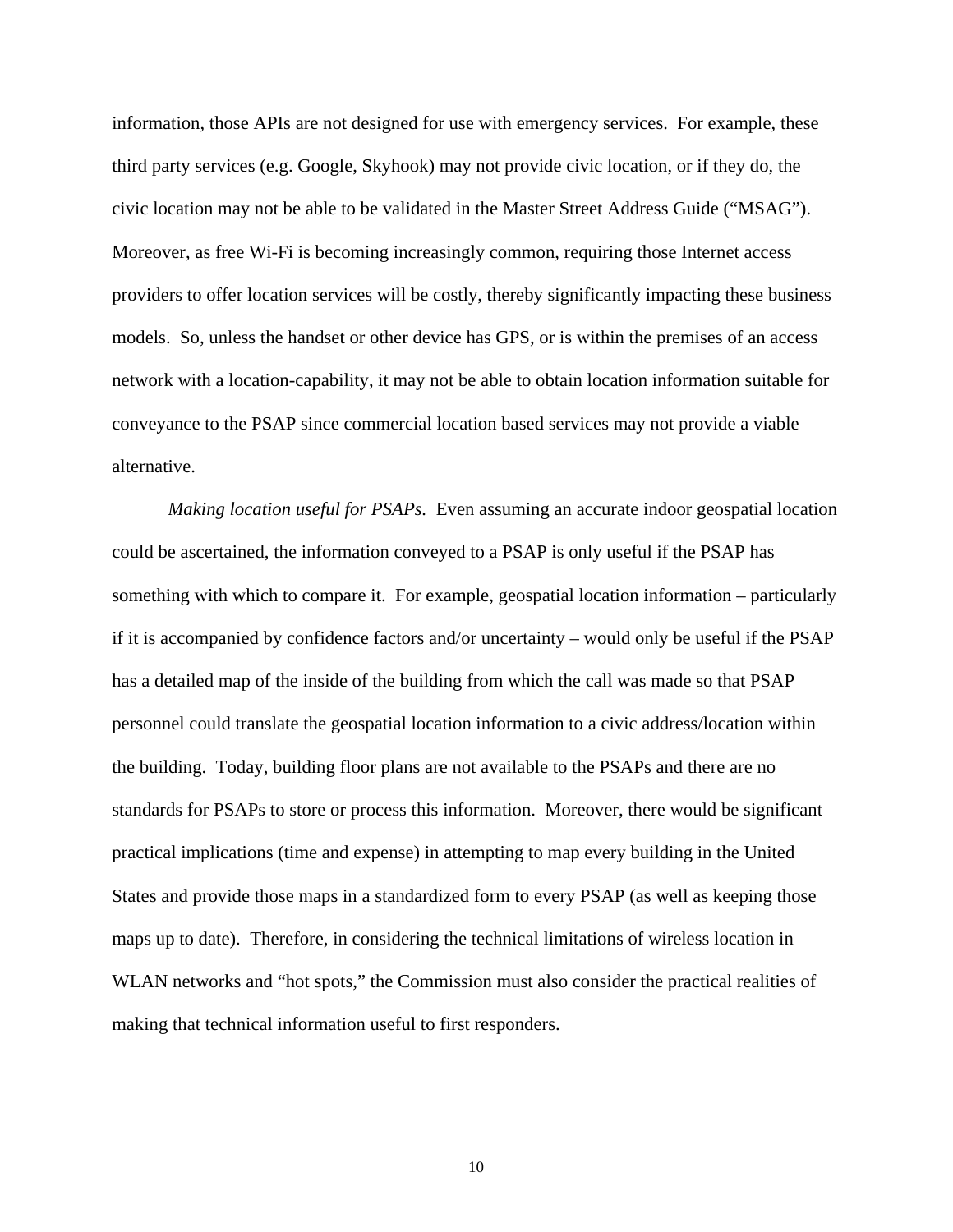information, those APIs are not designed for use with emergency services. For example, these third party services (e.g. Google, Skyhook) may not provide civic location, or if they do, the civic location may not be able to be validated in the Master Street Address Guide ("MSAG"). Moreover, as free Wi-Fi is becoming increasingly common, requiring those Internet access providers to offer location services will be costly, thereby significantly impacting these business models. So, unless the handset or other device has GPS, or is within the premises of an access network with a location-capability, it may not be able to obtain location information suitable for conveyance to the PSAP since commercial location based services may not provide a viable alternative.

*Making location useful for PSAPs.* Even assuming an accurate indoor geospatial location could be ascertained, the information conveyed to a PSAP is only useful if the PSAP has something with which to compare it. For example, geospatial location information – particularly if it is accompanied by confidence factors and/or uncertainty – would only be useful if the PSAP has a detailed map of the inside of the building from which the call was made so that PSAP personnel could translate the geospatial location information to a civic address/location within the building. Today, building floor plans are not available to the PSAPs and there are no standards for PSAPs to store or process this information. Moreover, there would be significant practical implications (time and expense) in attempting to map every building in the United States and provide those maps in a standardized form to every PSAP (as well as keeping those maps up to date). Therefore, in considering the technical limitations of wireless location in WLAN networks and "hot spots," the Commission must also consider the practical realities of making that technical information useful to first responders.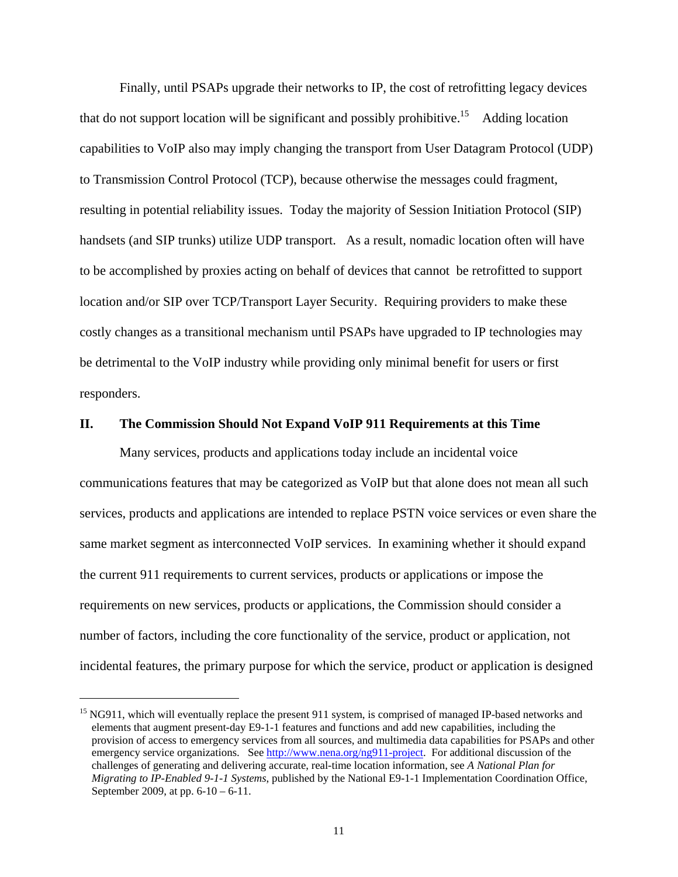Finally, until PSAPs upgrade their networks to IP, the cost of retrofitting legacy devices that do not support location will be significant and possibly prohibitive.[15] Adding location capabilities to VoIP also may imply changing the transport from User Datagram Protocol (UDP) to Transmission Control Protocol (TCP), because otherwise the messages could fragment, resulting in potential reliability issues. Today the majority of Session Initiation Protocol (SIP) handsets (and SIP trunks) utilize UDP transport. As a result, nomadic location often will have to be accomplished by proxies acting on behalf of devices that cannot be retrofitted to support location and/or SIP over TCP/Transport Layer Security. Requiring providers to make these costly changes as a transitional mechanism until PSAPs have upgraded to IP technologies may be detrimental to the VoIP industry while providing only minimal benefit for users or first responders.

## II. The Commission Should Not Expand VoIP 911 Requirements at this Time

Many services, products and applications today include an incidental voice communications features that may be categorized as VoIP but that alone does not mean all such services, products and applications are intended to replace PSTN voice services or even share the same market segment as interconnected VoIP services. In examining whether it should expand the current 911 requirements to current services, products or applications or impose the requirements on new services, products or applications, the Commission should consider a number of factors, including the core functionality of the service, product or application, not incidental features, the primary purpose for which the service, product or application is designed

---

[15] NG911, which will eventually replace the present 911 system, is comprised of managed IP-based networks and elements that augment present-day E9-1-1 features and functions and add new capabilities, including the provision of access to emergency services from all sources, and multimedia data capabilities for PSAPs and other emergency service organizations. See http://www.nena.org/ng911-project. For additional discussion of the challenges of generating and delivering accurate, real-time location information, see *A National Plan for Migrating to IP-Enabled 9-1-1 Systems*, published by the National E9-1-1 Implementation Coordination Office, September 2009, at pp. 6-10 – 6-11.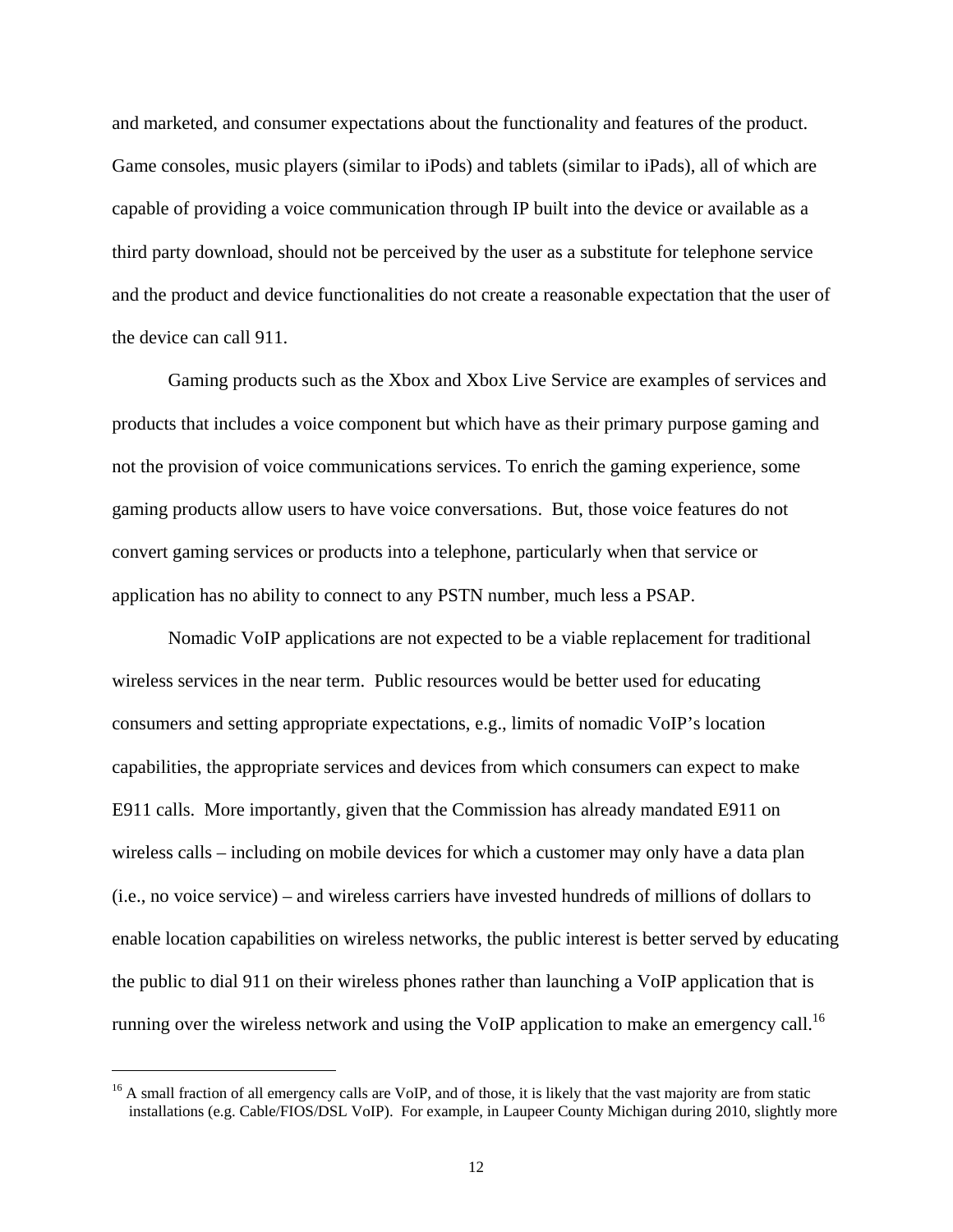and marketed, and consumer expectations about the functionality and features of the product. Game consoles, music players (similar to iPods) and tablets (similar to iPads), all of which are capable of providing a voice communication through IP built into the device or available as a third party download, should not be perceived by the user as a substitute for telephone service and the product and device functionalities do not create a reasonable expectation that the user of the device can call 911.

Gaming products such as the Xbox and Xbox Live Service are examples of services and products that includes a voice component but which have as their primary purpose gaming and not the provision of voice communications services. To enrich the gaming experience, some gaming products allow users to have voice conversations. But, those voice features do not convert gaming services or products into a telephone, particularly when that service or application has no ability to connect to any PSTN number, much less a PSAP.

Nomadic VoIP applications are not expected to be a viable replacement for traditional wireless services in the near term. Public resources would be better used for educating consumers and setting appropriate expectations, e.g., limits of nomadic VoIP's location capabilities, the appropriate services and devices from which consumers can expect to make E911 calls. More importantly, given that the Commission has already mandated E911 on wireless calls – including on mobile devices for which a customer may only have a data plan (i.e., no voice service) – and wireless carriers have invested hundreds of millions of dollars to enable location capabilities on wireless networks, the public interest is better served by educating the public to dial 911 on their wireless phones rather than launching a VoIP application that is running over the wireless network and using the VoIP application to make an emergency call.[16]

[16] A small fraction of all emergency calls are VoIP, and of those, it is likely that the vast majority are from static installations (e.g. Cable/FIOS/DSL VoIP). For example, in Laupeer County Michigan during 2010, slightly more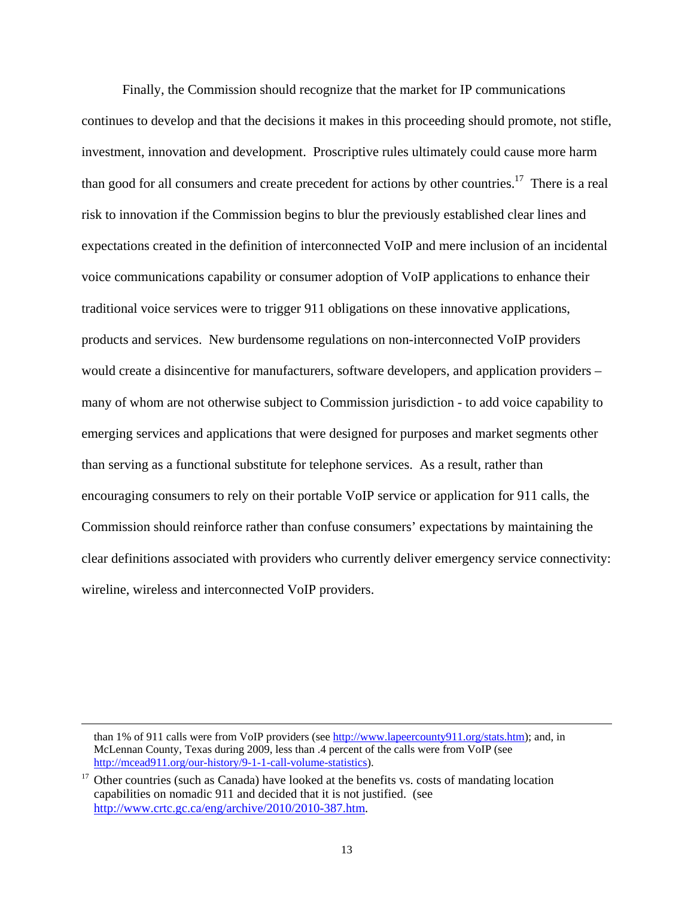Finally, the Commission should recognize that the market for IP communications continues to develop and that the decisions it makes in this proceeding should promote, not stifle, investment, innovation and development. Proscriptive rules ultimately could cause more harm than good for all consumers and create precedent for actions by other countries.[17] There is a real risk to innovation if the Commission begins to blur the previously established clear lines and expectations created in the definition of interconnected VoIP and mere inclusion of an incidental voice communications capability or consumer adoption of VoIP applications to enhance their traditional voice services were to trigger 911 obligations on these innovative applications, products and services. New burdensome regulations on non-interconnected VoIP providers would create a disincentive for manufacturers, software developers, and application providers – many of whom are not otherwise subject to Commission jurisdiction - to add voice capability to emerging services and applications that were designed for purposes and market segments other than serving as a functional substitute for telephone services. As a result, rather than encouraging consumers to rely on their portable VoIP service or application for 911 calls, the Commission should reinforce rather than confuse consumers' expectations by maintaining the clear definitions associated with providers who currently deliver emergency service connectivity: wireline, wireless and interconnected VoIP providers.

---

than 1% of 911 calls were from VoIP providers (see http://www.lapeercounty911.org/stats.htm); and, in McLennan County, Texas during 2009, less than .4 percent of the calls were from VoIP (see http://mcead911.org/our-history/9-1-1-call-volume-statistics).

[17] Other countries (such as Canada) have looked at the benefits vs. costs of mandating location capabilities on nomadic 911 and decided that it is not justified. (see http://www.crtc.gc.ca/eng/archive/2010/2010-387.htm.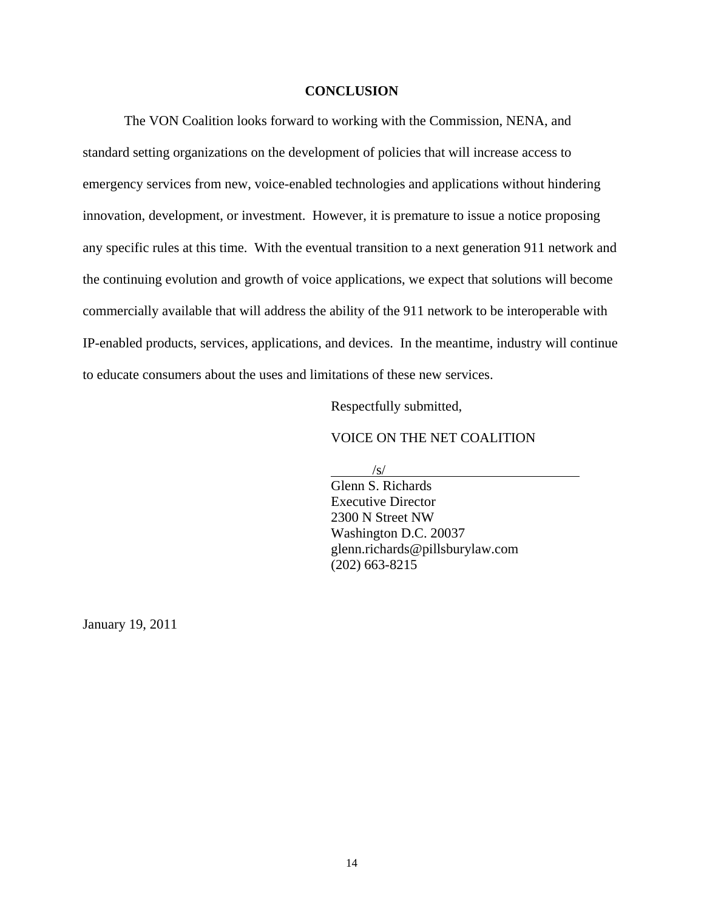## CONCLUSION

The VON Coalition looks forward to working with the Commission, NENA, and standard setting organizations on the development of policies that will increase access to emergency services from new, voice-enabled technologies and applications without hindering innovation, development, or investment. However, it is premature to issue a notice proposing any specific rules at this time. With the eventual transition to a next generation 911 network and the continuing evolution and growth of voice applications, we expect that solutions will become commercially available that will address the ability of the 911 network to be interoperable with IP-enabled products, services, applications, and devices. In the meantime, industry will continue to educate consumers about the uses and limitations of these new services.

Respectfully submitted,

VOICE ON THE NET COALITION

/s/

Glenn S. Richards
Executive Director
2300 N Street NW
Washington D.C. 20037
glenn.richards@pillsburylaw.com
(202) 663-8215

January 19, 2011